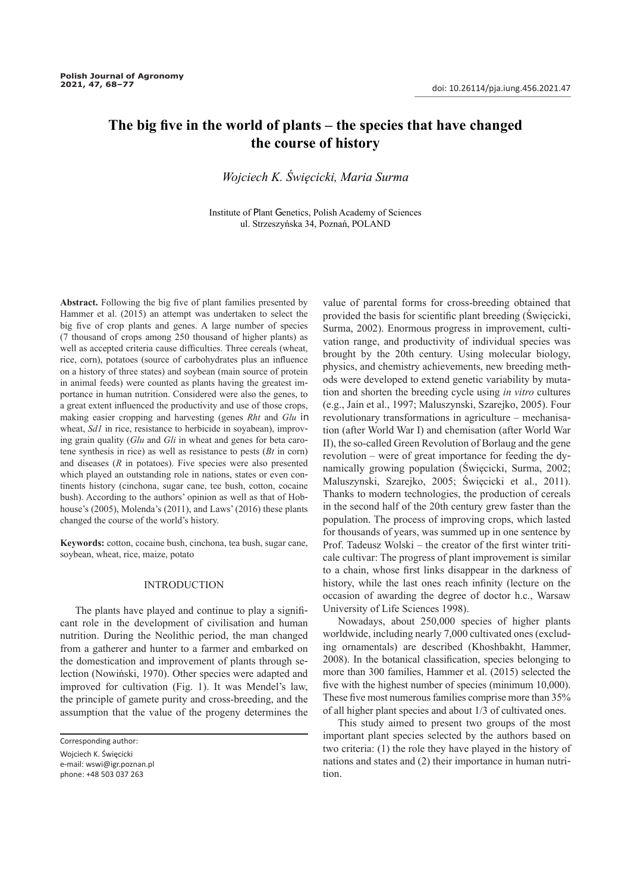doi: 10.26114/pja.iung.456.2021.47

# The big five in the world of plants – the species that have changed the course of history

*Wojciech K. Święcicki, Maria Surma*

Institute of Plant Genetics, Polish Academy of Sciences
ul. Strzeszyńska 34, Poznań, POLAND

**Abstract.** Following the big five of plant families presented by Hammer et al. (2015) an attempt was undertaken to select the big five of crop plants and genes. A large number of species (7 thousand of crops among 250 thousand of higher plants) as well as accepted criteria cause difficulties. Three cereals (wheat, rice, corn), potatoes (source of carbohydrates plus an influence on a history of three states) and soybean (main source of protein in animal feeds) were counted as plants having the greatest importance in human nutrition. Considered were also the genes, to a great extent influenced the productivity and use of those crops, making easier cropping and harvesting (genes *Rht* and *Glu* in wheat, *Sd1* in rice, resistance to herbicide in soyabean), improving grain quality (*Glu* and *Gli* in wheat and genes for beta carotene synthesis in rice) as well as resistance to pests (*Bt* in corn) and diseases (*R* in potatoes). Five species were also presented which played an outstanding role in nations, states or even continents history (cinchona, sugar cane, tee bush, cotton, cocaine bush). According to the authors' opinion as well as that of Hobhouse's (2005), Molenda's (2011), and Laws' (2016) these plants changed the course of the world's history.

**Keywords:** cotton, cocaine bush, cinchona, tea bush, sugar cane, soybean, wheat, rice, maize, potato

## INTRODUCTION

The plants have played and continue to play a significant role in the development of civilisation and human nutrition. During the Neolithic period, the man changed from a gatherer and hunter to a farmer and embarked on the domestication and improvement of plants through selection (Nowiński, 1970). Other species were adapted and improved for cultivation (Fig. 1). It was Mendel's law, the principle of gamete purity and cross-breeding, and the assumption that the value of the progeny determines the value of parental forms for cross-breeding obtained that provided the basis for scientific plant breeding (Święcicki, Surma, 2002). Enormous progress in improvement, cultivation range, and productivity of individual species was brought by the 20th century. Using molecular biology, physics, and chemistry achievements, new breeding methods were developed to extend genetic variability by mutation and shorten the breeding cycle using *in vitro* cultures (e.g., Jain et al., 1997; Maluszynski, Szarejko, 2005). Four revolutionary transformations in agriculture – mechanisation (after World War I) and chemisation (after World War II), the so-called Green Revolution of Borlaug and the gene revolution – were of great importance for feeding the dynamically growing population (Święcicki, Surma, 2002; Maluszynski, Szarejko, 2005; Święcicki et al., 2011). Thanks to modern technologies, the production of cereals in the second half of the 20th century grew faster than the population. The process of improving crops, which lasted for thousands of years, was summed up in one sentence by Prof. Tadeusz Wolski – the creator of the first winter triticale cultivar: The progress of plant improvement is similar to a chain, whose first links disappear in the darkness of history, while the last ones reach infinity (lecture on the occasion of awarding the degree of doctor h.c., Warsaw University of Life Sciences 1998).

Nowadays, about 250,000 species of higher plants worldwide, including nearly 7,000 cultivated ones (excluding ornamentals) are described (Khoshbakht, Hammer, 2008). In the botanical classification, species belonging to more than 300 families, Hammer et al. (2015) selected the five with the highest number of species (minimum 10,000). These five most numerous families comprise more than 35% of all higher plant species and about 1/3 of cultivated ones.

This study aimed to present two groups of the most important plant species selected by the authors based on two criteria: (1) the role they have played in the history of nations and states and (2) their importance in human nutrition.

Corresponding author:
Wojciech K. Święcicki
e-mail: wswi@igr.poznan.pl
phone: +48 503 037 263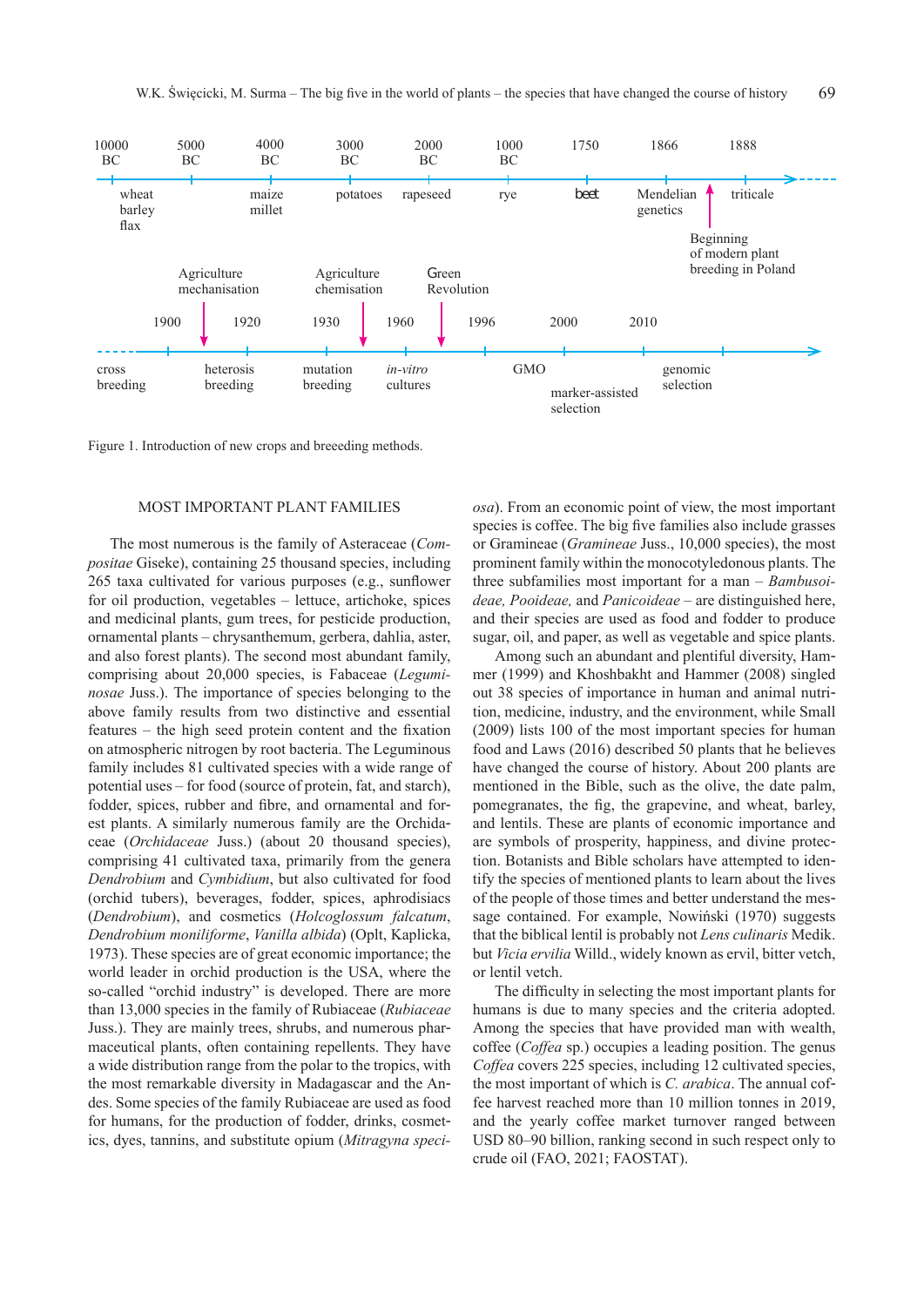| 10000 BC | 5000 BC | 4000 BC | 3000 BC | 2000 BC | 1000 BC | 1750 | 1866 | 1888 |
|---|---|---|---|---|---|---|---|---|
| wheat barley flax | | maize millet | potatoes | rapeseed | rye | beet | Mendelian genetics | triticale |

Beginning of modern plant breeding in Poland

Agriculture mechanisation — Agriculture chemisation — Green Revolution

| | 1900 | 1920 | 1930 | 1960 | 1996 | 2000 | 2010 |
|---|---|---|---|---|---|---|---|
| cross breeding | heterosis breeding | | mutation breeding | *in-vitro* cultures | GMO | marker-assisted selection | genomic selection |

Figure 1. Introduction of new crops and breeeding methods.

## MOST IMPORTANT PLANT FAMILIES

The most numerous is the family of Asteraceae (*Compositae* Giseke), containing 25 thousand species, including 265 taxa cultivated for various purposes (e.g., sunflower for oil production, vegetables – lettuce, artichoke, spices and medicinal plants, gum trees, for pesticide production, ornamental plants – chrysanthemum, gerbera, dahlia, aster, and also forest plants). The second most abundant family, comprising about 20,000 species, is Fabaceae (*Leguminosae* Juss.). The importance of species belonging to the above family results from two distinctive and essential features – the high seed protein content and the fixation on atmospheric nitrogen by root bacteria. The Leguminous family includes 81 cultivated species with a wide range of potential uses – for food (source of protein, fat, and starch), fodder, spices, rubber and fibre, and ornamental and forest plants. A similarly numerous family are the Orchidaceae (*Orchidaceae* Juss.) (about 20 thousand species), comprising 41 cultivated taxa, primarily from the genera *Dendrobium* and *Cymbidium*, but also cultivated for food (orchid tubers), beverages, fodder, spices, aphrodisiacs (*Dendrobium*), and cosmetics (*Holcoglossum falcatum*, *Dendrobium moniliforme*, *Vanilla albida*) (Oplt, Kaplicka, 1973). These species are of great economic importance; the world leader in orchid production is the USA, where the so-called "orchid industry" is developed. There are more than 13,000 species in the family of Rubiaceae (*Rubiaceae* Juss.). They are mainly trees, shrubs, and numerous pharmaceutical plants, often containing repellents. They have a wide distribution range from the polar to the tropics, with the most remarkable diversity in Madagascar and the Andes. Some species of the family Rubiaceae are used as food for humans, for the production of fodder, drinks, cosmetics, dyes, tannins, and substitute opium (*Mitragyna speciosa*). From an economic point of view, the most important species is coffee. The big five families also include grasses or Gramineae (*Gramineae* Juss., 10,000 species), the most prominent family within the monocotyledonous plants. The three subfamilies most important for a man – *Bambusoideae, Pooideae,* and *Panicoideae* – are distinguished here, and their species are used as food and fodder to produce sugar, oil, and paper, as well as vegetable and spice plants.

Among such an abundant and plentiful diversity, Hammer (1999) and Khoshbakht and Hammer (2008) singled out 38 species of importance in human and animal nutrition, medicine, industry, and the environment, while Small (2009) lists 100 of the most important species for human food and Laws (2016) described 50 plants that he believes have changed the course of history. About 200 plants are mentioned in the Bible, such as the olive, the date palm, pomegranates, the fig, the grapevine, and wheat, barley, and lentils. These are plants of economic importance and are symbols of prosperity, happiness, and divine protection. Botanists and Bible scholars have attempted to identify the species of mentioned plants to learn about the lives of the people of those times and better understand the message contained. For example, Nowiński (1970) suggests that the biblical lentil is probably not *Lens culinaris* Medik. but *Vicia ervilia* Willd., widely known as ervil, bitter vetch, or lentil vetch.

The difficulty in selecting the most important plants for humans is due to many species and the criteria adopted. Among the species that have provided man with wealth, coffee (*Coffea* sp.) occupies a leading position. The genus *Coffea* covers 225 species, including 12 cultivated species, the most important of which is *C. arabica*. The annual coffee harvest reached more than 10 million tonnes in 2019, and the yearly coffee market turnover ranged between USD 80–90 billion, ranking second in such respect only to crude oil (FAO, 2021; FAOSTAT).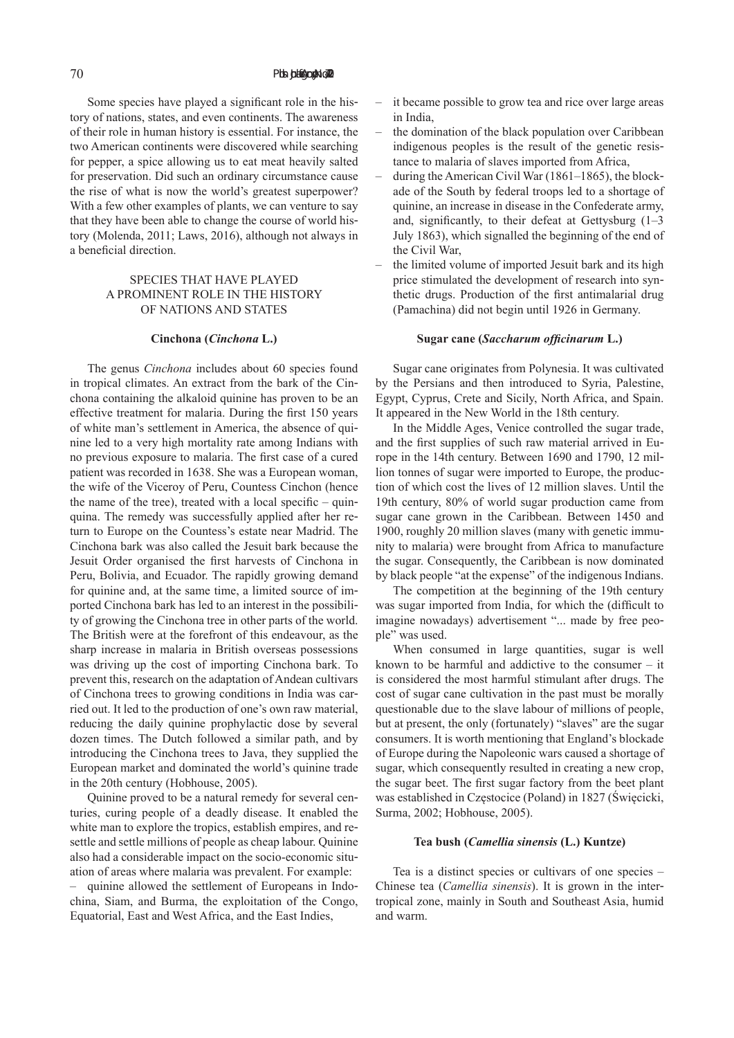Some species have played a significant role in the history of nations, states, and even continents. The awareness of their role in human history is essential. For instance, the two American continents were discovered while searching for pepper, a spice allowing us to eat meat heavily salted for preservation. Did such an ordinary circumstance cause the rise of what is now the world's greatest superpower? With a few other examples of plants, we can venture to say that they have been able to change the course of world history (Molenda, 2011; Laws, 2016), although not always in a beneficial direction.

## SPECIES THAT HAVE PLAYED A PROMINENT ROLE IN THE HISTORY OF NATIONS AND STATES

### Cinchona (*Cinchona* L.)

The genus *Cinchona* includes about 60 species found in tropical climates. An extract from the bark of the Cinchona containing the alkaloid quinine has proven to be an effective treatment for malaria. During the first 150 years of white man's settlement in America, the absence of quinine led to a very high mortality rate among Indians with no previous exposure to malaria. The first case of a cured patient was recorded in 1638. She was a European woman, the wife of the Viceroy of Peru, Countess Cinchon (hence the name of the tree), treated with a local specific – quinquina. The remedy was successfully applied after her return to Europe on the Countess's estate near Madrid. The Cinchona bark was also called the Jesuit bark because the Jesuit Order organised the first harvests of Cinchona in Peru, Bolivia, and Ecuador. The rapidly growing demand for quinine and, at the same time, a limited source of imported Cinchona bark has led to an interest in the possibility of growing the Cinchona tree in other parts of the world. The British were at the forefront of this endeavour, as the sharp increase in malaria in British overseas possessions was driving up the cost of importing Cinchona bark. To prevent this, research on the adaptation of Andean cultivars of Cinchona trees to growing conditions in India was carried out. It led to the production of one's own raw material, reducing the daily quinine prophylactic dose by several dozen times. The Dutch followed a similar path, and by introducing the Cinchona trees to Java, they supplied the European market and dominated the world's quinine trade in the 20th century (Hobhouse, 2005).

Quinine proved to be a natural remedy for several centuries, curing people of a deadly disease. It enabled the white man to explore the tropics, establish empires, and resettle and settle millions of people as cheap labour. Quinine also had a considerable impact on the socio-economic situation of areas where malaria was prevalent. For example:

- quinine allowed the settlement of Europeans in Indochina, Siam, and Burma, the exploitation of the Congo, Equatorial, East and West Africa, and the East Indies,
- it became possible to grow tea and rice over large areas in India,
- the domination of the black population over Caribbean indigenous peoples is the result of the genetic resistance to malaria of slaves imported from Africa,
- during the American Civil War (1861–1865), the blockade of the South by federal troops led to a shortage of quinine, an increase in disease in the Confederate army, and, significantly, to their defeat at Gettysburg (1–3 July 1863), which signalled the beginning of the end of the Civil War,
- the limited volume of imported Jesuit bark and its high price stimulated the development of research into synthetic drugs. Production of the first antimalarial drug (Pamachina) did not begin until 1926 in Germany.

### Sugar cane (*Saccharum officinarum* L.)

Sugar cane originates from Polynesia. It was cultivated by the Persians and then introduced to Syria, Palestine, Egypt, Cyprus, Crete and Sicily, North Africa, and Spain. It appeared in the New World in the 18th century.

In the Middle Ages, Venice controlled the sugar trade, and the first supplies of such raw material arrived in Europe in the 14th century. Between 1690 and 1790, 12 million tonnes of sugar were imported to Europe, the production of which cost the lives of 12 million slaves. Until the 19th century, 80% of world sugar production came from sugar cane grown in the Caribbean. Between 1450 and 1900, roughly 20 million slaves (many with genetic immunity to malaria) were brought from Africa to manufacture the sugar. Consequently, the Caribbean is now dominated by black people "at the expense" of the indigenous Indians.

The competition at the beginning of the 19th century was sugar imported from India, for which the (difficult to imagine nowadays) advertisement "... made by free people" was used.

When consumed in large quantities, sugar is well known to be harmful and addictive to the consumer – it is considered the most harmful stimulant after drugs. The cost of sugar cane cultivation in the past must be morally questionable due to the slave labour of millions of people, but at present, the only (fortunately) "slaves" are the sugar consumers. It is worth mentioning that England's blockade of Europe during the Napoleonic wars caused a shortage of sugar, which consequently resulted in creating a new crop, the sugar beet. The first sugar factory from the beet plant was established in Częstocice (Poland) in 1827 (Święcicki, Surma, 2002; Hobhouse, 2005).

### Tea bush (*Camellia sinensis* (L.) Kuntze)

Tea is a distinct species or cultivars of one species – Chinese tea (*Camellia sinensis*). It is grown in the intertropical zone, mainly in South and Southeast Asia, humid and warm.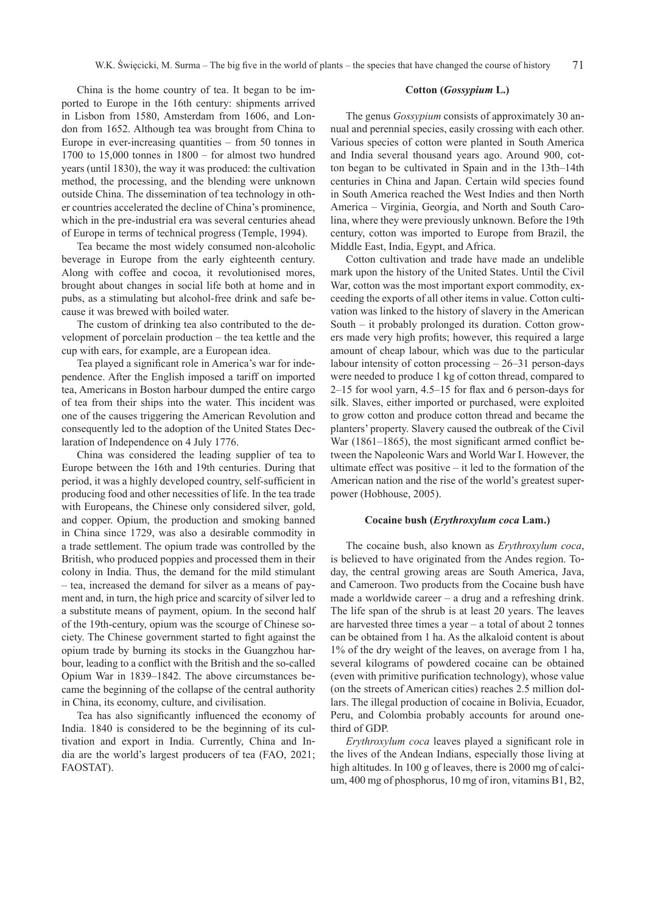China is the home country of tea. It began to be imported to Europe in the 16th century: shipments arrived in Lisbon from 1580, Amsterdam from 1606, and London from 1652. Although tea was brought from China to Europe in ever-increasing quantities – from 50 tonnes in 1700 to 15,000 tonnes in 1800 – for almost two hundred years (until 1830), the way it was produced: the cultivation method, the processing, and the blending were unknown outside China. The dissemination of tea technology in other countries accelerated the decline of China's prominence, which in the pre-industrial era was several centuries ahead of Europe in terms of technical progress (Temple, 1994).

Tea became the most widely consumed non-alcoholic beverage in Europe from the early eighteenth century. Along with coffee and cocoa, it revolutionised mores, brought about changes in social life both at home and in pubs, as a stimulating but alcohol-free drink and safe because it was brewed with boiled water.

The custom of drinking tea also contributed to the development of porcelain production – the tea kettle and the cup with ears, for example, are a European idea.

Tea played a significant role in America's war for independence. After the English imposed a tariff on imported tea, Americans in Boston harbour dumped the entire cargo of tea from their ships into the water. This incident was one of the causes triggering the American Revolution and consequently led to the adoption of the United States Declaration of Independence on 4 July 1776.

China was considered the leading supplier of tea to Europe between the 16th and 19th centuries. During that period, it was a highly developed country, self-sufficient in producing food and other necessities of life. In the tea trade with Europeans, the Chinese only considered silver, gold, and copper. Opium, the production and smoking banned in China since 1729, was also a desirable commodity in a trade settlement. The opium trade was controlled by the British, who produced poppies and processed them in their colony in India. Thus, the demand for the mild stimulant – tea, increased the demand for silver as a means of payment and, in turn, the high price and scarcity of silver led to a substitute means of payment, opium. In the second half of the 19th-century, opium was the scourge of Chinese society. The Chinese government started to fight against the opium trade by burning its stocks in the Guangzhou harbour, leading to a conflict with the British and the so-called Opium War in 1839–1842. The above circumstances became the beginning of the collapse of the central authority in China, its economy, culture, and civilisation.

Tea has also significantly influenced the economy of India. 1840 is considered to be the beginning of its cultivation and export in India. Currently, China and India are the world's largest producers of tea (FAO, 2021; FAOSTAT).

### Cotton (*Gossypium* L.)

The genus *Gossypium* consists of approximately 30 annual and perennial species, easily crossing with each other. Various species of cotton were planted in South America and India several thousand years ago. Around 900, cotton began to be cultivated in Spain and in the 13th–14th centuries in China and Japan. Certain wild species found in South America reached the West Indies and then North America – Virginia, Georgia, and North and South Carolina, where they were previously unknown. Before the 19th century, cotton was imported to Europe from Brazil, the Middle East, India, Egypt, and Africa.

Cotton cultivation and trade have made an undelible mark upon the history of the United States. Until the Civil War, cotton was the most important export commodity, exceeding the exports of all other items in value. Cotton cultivation was linked to the history of slavery in the American South – it probably prolonged its duration. Cotton growers made very high profits; however, this required a large amount of cheap labour, which was due to the particular labour intensity of cotton processing – 26–31 person-days were needed to produce 1 kg of cotton thread, compared to 2–15 for wool yarn, 4.5–15 for flax and 6 person-days for silk. Slaves, either imported or purchased, were exploited to grow cotton and produce cotton thread and became the planters' property. Slavery caused the outbreak of the Civil War (1861–1865), the most significant armed conflict between the Napoleonic Wars and World War I. However, the ultimate effect was positive – it led to the formation of the American nation and the rise of the world's greatest superpower (Hobhouse, 2005).

### Cocaine bush (*Erythroxylum coca* Lam.)

The cocaine bush, also known as *Erythroxylum coca*, is believed to have originated from the Andes region. Today, the central growing areas are South America, Java, and Cameroon. Two products from the Cocaine bush have made a worldwide career – a drug and a refreshing drink. The life span of the shrub is at least 20 years. The leaves are harvested three times a year – a total of about 2 tonnes can be obtained from 1 ha. As the alkaloid content is about 1% of the dry weight of the leaves, on average from 1 ha, several kilograms of powdered cocaine can be obtained (even with primitive purification technology), whose value (on the streets of American cities) reaches 2.5 million dollars. The illegal production of cocaine in Bolivia, Ecuador, Peru, and Colombia probably accounts for around one-third of GDP.

*Erythroxylum coca* leaves played a significant role in the lives of the Andean Indians, especially those living at high altitudes. In 100 g of leaves, there is 2000 mg of calcium, 400 mg of phosphorus, 10 mg of iron, vitamins B1, B2,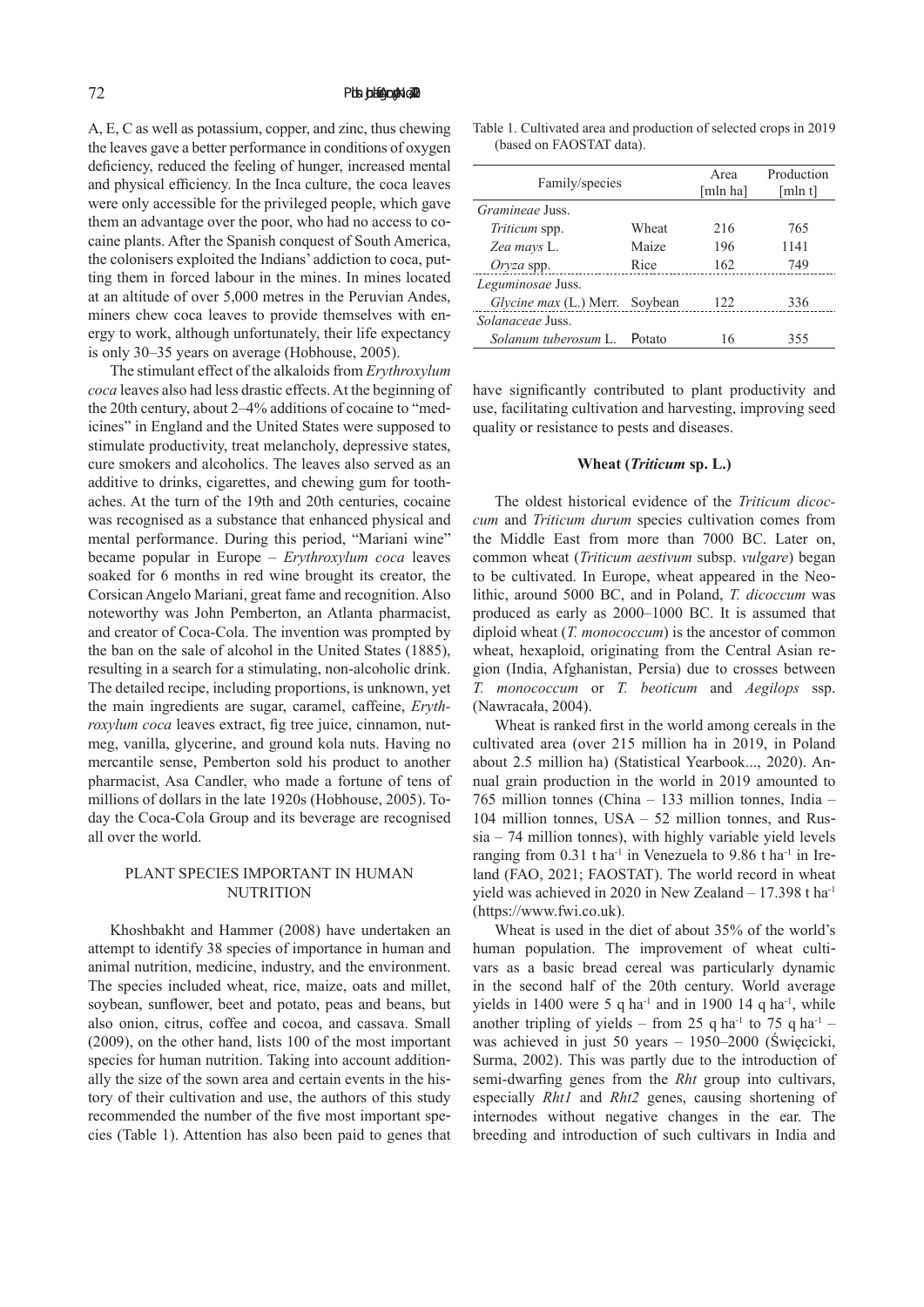A, E, C as well as potassium, copper, and zinc, thus chewing the leaves gave a better performance in conditions of oxygen deficiency, reduced the feeling of hunger, increased mental and physical efficiency. In the Inca culture, the coca leaves were only accessible for the privileged people, which gave them an advantage over the poor, who had no access to cocaine plants. After the Spanish conquest of South America, the colonisers exploited the Indians' addiction to coca, putting them in forced labour in the mines. In mines located at an altitude of over 5,000 metres in the Peruvian Andes, miners chew coca leaves to provide themselves with energy to work, although unfortunately, their life expectancy is only 30–35 years on average (Hobhouse, 2005).

The stimulant effect of the alkaloids from *Erythroxylum coca* leaves also had less drastic effects. At the beginning of the 20th century, about 2–4% additions of cocaine to "medicines" in England and the United States were supposed to stimulate productivity, treat melancholy, depressive states, cure smokers and alcoholics. The leaves also served as an additive to drinks, cigarettes, and chewing gum for toothaches. At the turn of the 19th and 20th centuries, cocaine was recognised as a substance that enhanced physical and mental performance. During this period, "Mariani wine" became popular in Europe – *Erythroxylum coca* leaves soaked for 6 months in red wine brought its creator, the Corsican Angelo Mariani, great fame and recognition. Also noteworthy was John Pemberton, an Atlanta pharmacist, and creator of Coca-Cola. The invention was prompted by the ban on the sale of alcohol in the United States (1885), resulting in a search for a stimulating, non-alcoholic drink. The detailed recipe, including proportions, is unknown, yet the main ingredients are sugar, caramel, caffeine, *Erythroxylum coca* leaves extract, fig tree juice, cinnamon, nutmeg, vanilla, glycerine, and ground kola nuts. Having no mercantile sense, Pemberton sold his product to another pharmacist, Asa Candler, who made a fortune of tens of millions of dollars in the late 1920s (Hobhouse, 2005). Today the Coca-Cola Group and its beverage are recognised all over the world.

## PLANT SPECIES IMPORTANT IN HUMAN NUTRITION

Khoshbakht and Hammer (2008) have undertaken an attempt to identify 38 species of importance in human and animal nutrition, medicine, industry, and the environment. The species included wheat, rice, maize, oats and millet, soybean, sunflower, beet and potato, peas and beans, but also onion, citrus, coffee and cocoa, and cassava. Small (2009), on the other hand, lists 100 of the most important species for human nutrition. Taking into account additionally the size of the sown area and certain events in the history of their cultivation and use, the authors of this study recommended the number of the five most important species (Table 1). Attention has also been paid to genes that have significantly contributed to plant productivity and use, facilitating cultivation and harvesting, improving seed quality or resistance to pests and diseases.

Table 1. Cultivated area and production of selected crops in 2019 (based on FAOSTAT data).

| Family/species | | Area [mln ha] | Production [mln t] |
|---|---|---|---|
| *Gramineae* Juss. | | | |
| *Triticum* spp. | Wheat | 216 | 765 |
| *Zea mays* L. | Maize | 196 | 1141 |
| *Oryza* spp. | Rice | 162 | 749 |
| *Leguminosae* Juss. | | | |
| *Glycine max* (L.) Merr. | Soybean | 122 | 336 |
| *Solanaceae* Juss. | | | |
| *Solanum tuberosum* L. | Potato | 16 | 355 |

### Wheat (*Triticum* sp. L.)

The oldest historical evidence of the *Triticum dicoccum* and *Triticum durum* species cultivation comes from the Middle East from more than 7000 BC. Later on, common wheat (*Triticum aestivum* subsp. *vulgare*) began to be cultivated. In Europe, wheat appeared in the Neolithic, around 5000 BC, and in Poland, *T. dicoccum* was produced as early as 2000–1000 BC. It is assumed that diploid wheat (*T. monococcum*) is the ancestor of common wheat, hexaploid, originating from the Central Asian region (India, Afghanistan, Persia) due to crosses between *T. monococcum* or *T. beoticum* and *Aegilops* ssp. (Nawracała, 2004).

Wheat is ranked first in the world among cereals in the cultivated area (over 215 million ha in 2019, in Poland about 2.5 million ha) (Statistical Yearbook..., 2020). Annual grain production in the world in 2019 amounted to 765 million tonnes (China – 133 million tonnes, India – 104 million tonnes, USA – 52 million tonnes, and Russia – 74 million tonnes), with highly variable yield levels ranging from 0.31 t ha$^{-1}$ in Venezuela to 9.86 t ha$^{-1}$ in Ireland (FAO, 2021; FAOSTAT). The world record in wheat yield was achieved in 2020 in New Zealand – 17.398 t ha$^{-1}$ (https://www.fwi.co.uk).

Wheat is used in the diet of about 35% of the world's human population. The improvement of wheat cultivars as a basic bread cereal was particularly dynamic in the second half of the 20th century. World average yields in 1400 were 5 q ha$^{-1}$ and in 1900 14 q ha$^{-1}$, while another tripling of yields – from 25 q ha$^{-1}$ to 75 q ha$^{-1}$ – was achieved in just 50 years – 1950–2000 (Święcicki, Surma, 2002). This was partly due to the introduction of semi-dwarfing genes from the *Rht* group into cultivars, especially *Rht1* and *Rht2* genes, causing shortening of internodes without negative changes in the ear. The breeding and introduction of such cultivars in India and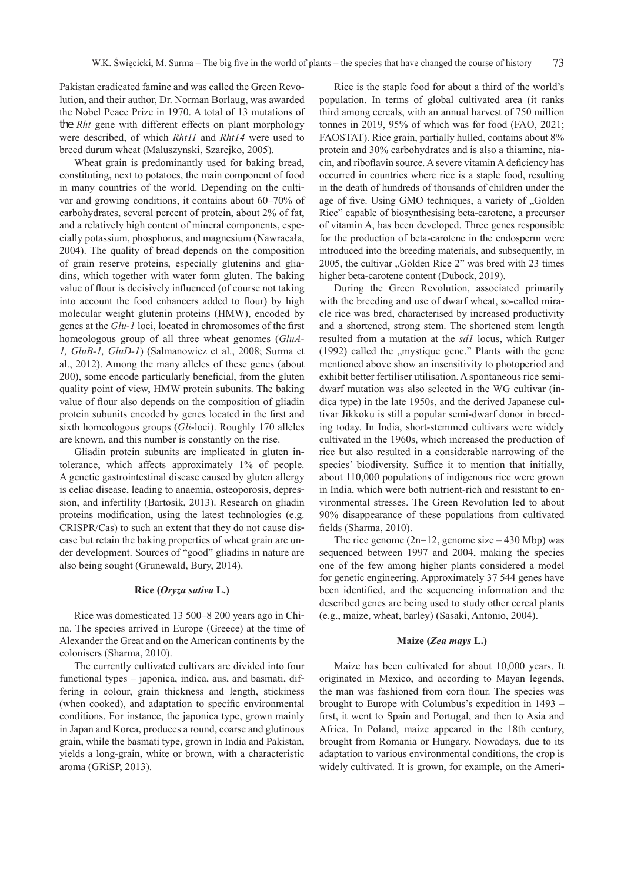Pakistan eradicated famine and was called the Green Revolution, and their author, Dr. Norman Borlaug, was awarded the Nobel Peace Prize in 1970. A total of 13 mutations of the *Rht* gene with different effects on plant morphology were described, of which *Rht11* and *Rht14* were used to breed durum wheat (Maluszynski, Szarejko, 2005).

Wheat grain is predominantly used for baking bread, constituting, next to potatoes, the main component of food in many countries of the world. Depending on the cultivar and growing conditions, it contains about 60–70% of carbohydrates, several percent of protein, about 2% of fat, and a relatively high content of mineral components, especially potassium, phosphorus, and magnesium (Nawracała, 2004). The quality of bread depends on the composition of grain reserve proteins, especially glutenins and gliadins, which together with water form gluten. The baking value of flour is decisively influenced (of course not taking into account the food enhancers added to flour) by high molecular weight glutenin proteins (HMW), encoded by genes at the *Glu-1* loci, located in chromosomes of the first homeologous group of all three wheat genomes (*GluA-1, GluB-1, GluD-1*) (Salmanowicz et al., 2008; Surma et al., 2012). Among the many alleles of these genes (about 200), some encode particularly beneficial, from the gluten quality point of view, HMW protein subunits. The baking value of flour also depends on the composition of gliadin protein subunits encoded by genes located in the first and sixth homeologous groups (*Gli*-loci). Roughly 170 alleles are known, and this number is constantly on the rise.

Gliadin protein subunits are implicated in gluten intolerance, which affects approximately 1% of people. A genetic gastrointestinal disease caused by gluten allergy is celiac disease, leading to anaemia, osteoporosis, depression, and infertility (Bartosik, 2013). Research on gliadin proteins modification, using the latest technologies (e.g. CRISPR/Cas) to such an extent that they do not cause disease but retain the baking properties of wheat grain are under development. Sources of "good" gliadins in nature are also being sought (Grunewald, Bury, 2014).

### Rice (*Oryza sativa* L.)

Rice was domesticated 13 500–8 200 years ago in China. The species arrived in Europe (Greece) at the time of Alexander the Great and on the American continents by the colonisers (Sharma, 2010).

The currently cultivated cultivars are divided into four functional types – japonica, indica, aus, and basmati, differing in colour, grain thickness and length, stickiness (when cooked), and adaptation to specific environmental conditions. For instance, the japonica type, grown mainly in Japan and Korea, produces a round, coarse and glutinous grain, while the basmati type, grown in India and Pakistan, yields a long-grain, white or brown, with a characteristic aroma (GRiSP, 2013).

Rice is the staple food for about a third of the world's population. In terms of global cultivated area (it ranks third among cereals, with an annual harvest of 750 million tonnes in 2019, 95% of which was for food (FAO, 2021; FAOSTAT). Rice grain, partially hulled, contains about 8% protein and 30% carbohydrates and is also a thiamine, niacin, and riboflavin source. A severe vitamin A deficiency has occurred in countries where rice is a staple food, resulting in the death of hundreds of thousands of children under the age of five. Using GMO techniques, a variety of „Golden Rice" capable of biosynthesising beta-carotene, a precursor of vitamin A, has been developed. Three genes responsible for the production of beta-carotene in the endosperm were introduced into the breeding materials, and subsequently, in 2005, the cultivar „Golden Rice 2" was bred with 23 times higher beta-carotene content (Dubock, 2019).

During the Green Revolution, associated primarily with the breeding and use of dwarf wheat, so-called miracle rice was bred, characterised by increased productivity and a shortened, strong stem. The shortened stem length resulted from a mutation at the *sd1* locus, which Rutger (1992) called the „mystique gene." Plants with the gene mentioned above show an insensitivity to photoperiod and exhibit better fertiliser utilisation. A spontaneous rice semi-dwarf mutation was also selected in the WG cultivar (indica type) in the late 1950s, and the derived Japanese cultivar Jikkoku is still a popular semi-dwarf donor in breeding today. In India, short-stemmed cultivars were widely cultivated in the 1960s, which increased the production of rice but also resulted in a considerable narrowing of the species' biodiversity. Suffice it to mention that initially, about 110,000 populations of indigenous rice were grown in India, which were both nutrient-rich and resistant to environmental stresses. The Green Revolution led to about 90% disappearance of these populations from cultivated fields (Sharma, 2010).

The rice genome (2n=12, genome size – 430 Mbp) was sequenced between 1997 and 2004, making the species one of the few among higher plants considered a model for genetic engineering. Approximately 37 544 genes have been identified, and the sequencing information and the described genes are being used to study other cereal plants (e.g., maize, wheat, barley) (Sasaki, Antonio, 2004).

### Maize (*Zea mays* L.)

Maize has been cultivated for about 10,000 years. It originated in Mexico, and according to Mayan legends, the man was fashioned from corn flour. The species was brought to Europe with Columbus's expedition in 1493 – first, it went to Spain and Portugal, and then to Asia and Africa. In Poland, maize appeared in the 18th century, brought from Romania or Hungary. Nowadays, due to its adaptation to various environmental conditions, the crop is widely cultivated. It is grown, for example, on the Ameri-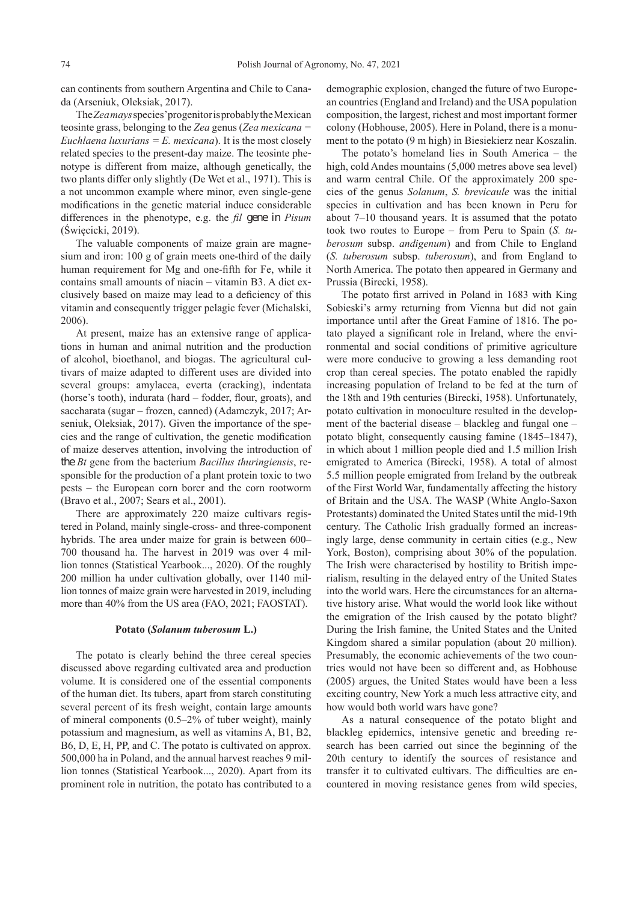can continents from southern Argentina and Chile to Canada (Arseniuk, Oleksiak, 2017).

The *Zea mays* species' progenitor is probably the Mexican teosinte grass, belonging to the *Zea* genus (*Zea mexicana* = *Euchlaena luxurians* = *E. mexicana*). It is the most closely related species to the present-day maize. The teosinte phenotype is different from maize, although genetically, the two plants differ only slightly (De Wet et al., 1971). This is a not uncommon example where minor, even single-gene modifications in the genetic material induce considerable differences in the phenotype, e.g. the *fil* gene in *Pisum* (Święcicki, 2019).

The valuable components of maize grain are magnesium and iron: 100 g of grain meets one-third of the daily human requirement for Mg and one-fifth for Fe, while it contains small amounts of niacin – vitamin B3. A diet exclusively based on maize may lead to a deficiency of this vitamin and consequently trigger pelagic fever (Michalski, 2006).

At present, maize has an extensive range of applications in human and animal nutrition and the production of alcohol, bioethanol, and biogas. The agricultural cultivars of maize adapted to different uses are divided into several groups: amylacea, everta (cracking), indentata (horse's tooth), indurata (hard – fodder, flour, groats), and saccharata (sugar – frozen, canned) (Adamczyk, 2017; Arseniuk, Oleksiak, 2017). Given the importance of the species and the range of cultivation, the genetic modification of maize deserves attention, involving the introduction of the *Bt* gene from the bacterium *Bacillus thuringiensis*, responsible for the production of a plant protein toxic to two pests – the European corn borer and the corn rootworm (Bravo et al., 2007; Sears et al., 2001).

There are approximately 220 maize cultivars registered in Poland, mainly single-cross- and three-component hybrids. The area under maize for grain is between 600–700 thousand ha. The harvest in 2019 was over 4 million tonnes (Statistical Yearbook..., 2020). Of the roughly 200 million ha under cultivation globally, over 1140 million tonnes of maize grain were harvested in 2019, including more than 40% from the US area (FAO, 2021; FAOSTAT).

### Potato (*Solanum tuberosum* L.)

The potato is clearly behind the three cereal species discussed above regarding cultivated area and production volume. It is considered one of the essential components of the human diet. Its tubers, apart from starch constituting several percent of its fresh weight, contain large amounts of mineral components (0.5–2% of tuber weight), mainly potassium and magnesium, as well as vitamins A, B1, B2, B6, D, E, H, PP, and C. The potato is cultivated on approx. 500,000 ha in Poland, and the annual harvest reaches 9 million tonnes (Statistical Yearbook..., 2020). Apart from its prominent role in nutrition, the potato has contributed to a demographic explosion, changed the future of two European countries (England and Ireland) and the USA population composition, the largest, richest and most important former colony (Hobhouse, 2005). Here in Poland, there is a monument to the potato (9 m high) in Biesiekierz near Koszalin.

The potato's homeland lies in South America – the high, cold Andes mountains (5,000 metres above sea level) and warm central Chile. Of the approximately 200 species of the genus *Solanum*, *S. brevicaule* was the initial species in cultivation and has been known in Peru for about 7–10 thousand years. It is assumed that the potato took two routes to Europe – from Peru to Spain (*S. tuberosum* subsp. *andigenum*) and from Chile to England (*S. tuberosum* subsp. *tuberosum*), and from England to North America. The potato then appeared in Germany and Prussia (Birecki, 1958).

The potato first arrived in Poland in 1683 with King Sobieski's army returning from Vienna but did not gain importance until after the Great Famine of 1816. The potato played a significant role in Ireland, where the environmental and social conditions of primitive agriculture were more conducive to growing a less demanding root crop than cereal species. The potato enabled the rapidly increasing population of Ireland to be fed at the turn of the 18th and 19th centuries (Birecki, 1958). Unfortunately, potato cultivation in monoculture resulted in the development of the bacterial disease – blackleg and fungal one – potato blight, consequently causing famine (1845–1847), in which about 1 million people died and 1.5 million Irish emigrated to America (Birecki, 1958). A total of almost 5.5 million people emigrated from Ireland by the outbreak of the First World War, fundamentally affecting the history of Britain and the USA. The WASP (White Anglo-Saxon Protestants) dominated the United States until the mid-19th century. The Catholic Irish gradually formed an increasingly large, dense community in certain cities (e.g., New York, Boston), comprising about 30% of the population. The Irish were characterised by hostility to British imperialism, resulting in the delayed entry of the United States into the world wars. Here the circumstances for an alternative history arise. What would the world look like without the emigration of the Irish caused by the potato blight? During the Irish famine, the United States and the United Kingdom shared a similar population (about 20 million). Presumably, the economic achievements of the two countries would not have been so different and, as Hobhouse (2005) argues, the United States would have been a less exciting country, New York a much less attractive city, and how would both world wars have gone?

As a natural consequence of the potato blight and blackleg epidemics, intensive genetic and breeding research has been carried out since the beginning of the 20th century to identify the sources of resistance and transfer it to cultivated cultivars. The difficulties are encountered in moving resistance genes from wild species,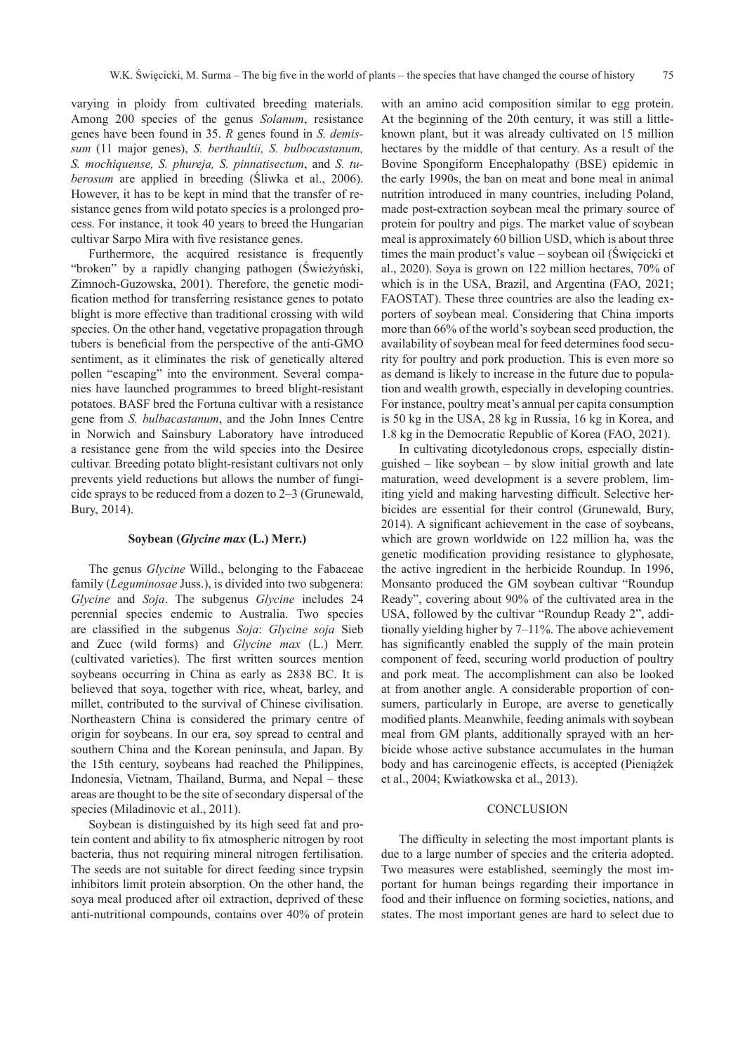varying in ploidy from cultivated breeding materials. Among 200 species of the genus *Solanum*, resistance genes have been found in 35. *R* genes found in *S. demissum* (11 major genes), *S. berthaultii, S. bulbocastanum, S. mochiquense, S. phureja, S. pinnatisectum*, and *S. tuberosum* are applied in breeding (Śliwka et al., 2006). However, it has to be kept in mind that the transfer of resistance genes from wild potato species is a prolonged process. For instance, it took 40 years to breed the Hungarian cultivar Sarpo Mira with five resistance genes.

Furthermore, the acquired resistance is frequently "broken" by a rapidly changing pathogen (Świeżyński, Zimnoch-Guzowska, 2001). Therefore, the genetic modification method for transferring resistance genes to potato blight is more effective than traditional crossing with wild species. On the other hand, vegetative propagation through tubers is beneficial from the perspective of the anti-GMO sentiment, as it eliminates the risk of genetically altered pollen "escaping" into the environment. Several companies have launched programmes to breed blight-resistant potatoes. BASF bred the Fortuna cultivar with a resistance gene from *S. bulbacastanum*, and the John Innes Centre in Norwich and Sainsbury Laboratory have introduced a resistance gene from the wild species into the Desiree cultivar. Breeding potato blight-resistant cultivars not only prevents yield reductions but allows the number of fungicide sprays to be reduced from a dozen to 2–3 (Grunewald, Bury, 2014).

### Soybean (*Glycine max* (L.) Merr.)

The genus *Glycine* Willd., belonging to the Fabaceae family (*Leguminosae* Juss.), is divided into two subgenera: *Glycine* and *Soja*. The subgenus *Glycine* includes 24 perennial species endemic to Australia. Two species are classified in the subgenus *Soja*: *Glycine soja* Sieb and Zucc (wild forms) and *Glycine max* (L.) Merr. (cultivated varieties). The first written sources mention soybeans occurring in China as early as 2838 BC. It is believed that soya, together with rice, wheat, barley, and millet, contributed to the survival of Chinese civilisation. Northeastern China is considered the primary centre of origin for soybeans. In our era, soy spread to central and southern China and the Korean peninsula, and Japan. By the 15th century, soybeans had reached the Philippines, Indonesia, Vietnam, Thailand, Burma, and Nepal – these areas are thought to be the site of secondary dispersal of the species (Miladinovic et al., 2011).

Soybean is distinguished by its high seed fat and protein content and ability to fix atmospheric nitrogen by root bacteria, thus not requiring mineral nitrogen fertilisation. The seeds are not suitable for direct feeding since trypsin inhibitors limit protein absorption. On the other hand, the soya meal produced after oil extraction, deprived of these anti-nutritional compounds, contains over 40% of protein with an amino acid composition similar to egg protein. At the beginning of the 20th century, it was still a little-known plant, but it was already cultivated on 15 million hectares by the middle of that century. As a result of the Bovine Spongiform Encephalopathy (BSE) epidemic in the early 1990s, the ban on meat and bone meal in animal nutrition introduced in many countries, including Poland, made post-extraction soybean meal the primary source of protein for poultry and pigs. The market value of soybean meal is approximately 60 billion USD, which is about three times the main product's value – soybean oil (Święcicki et al., 2020). Soya is grown on 122 million hectares, 70% of which is in the USA, Brazil, and Argentina (FAO, 2021; FAOSTAT). These three countries are also the leading exporters of soybean meal. Considering that China imports more than 66% of the world's soybean seed production, the availability of soybean meal for feed determines food security for poultry and pork production. This is even more so as demand is likely to increase in the future due to population and wealth growth, especially in developing countries. For instance, poultry meat's annual per capita consumption is 50 kg in the USA, 28 kg in Russia, 16 kg in Korea, and 1.8 kg in the Democratic Republic of Korea (FAO, 2021).

In cultivating dicotyledonous crops, especially distinguished – like soybean – by slow initial growth and late maturation, weed development is a severe problem, limiting yield and making harvesting difficult. Selective herbicides are essential for their control (Grunewald, Bury, 2014). A significant achievement in the case of soybeans, which are grown worldwide on 122 million ha, was the genetic modification providing resistance to glyphosate, the active ingredient in the herbicide Roundup. In 1996, Monsanto produced the GM soybean cultivar "Roundup Ready", covering about 90% of the cultivated area in the USA, followed by the cultivar "Roundup Ready 2", additionally yielding higher by 7–11%. The above achievement has significantly enabled the supply of the main protein component of feed, securing world production of poultry and pork meat. The accomplishment can also be looked at from another angle. A considerable proportion of consumers, particularly in Europe, are averse to genetically modified plants. Meanwhile, feeding animals with soybean meal from GM plants, additionally sprayed with an herbicide whose active substance accumulates in the human body and has carcinogenic effects, is accepted (Pieniążek et al., 2004; Kwiatkowska et al., 2013).

## CONCLUSION

The difficulty in selecting the most important plants is due to a large number of species and the criteria adopted. Two measures were established, seemingly the most important for human beings regarding their importance in food and their influence on forming societies, nations, and states. The most important genes are hard to select due to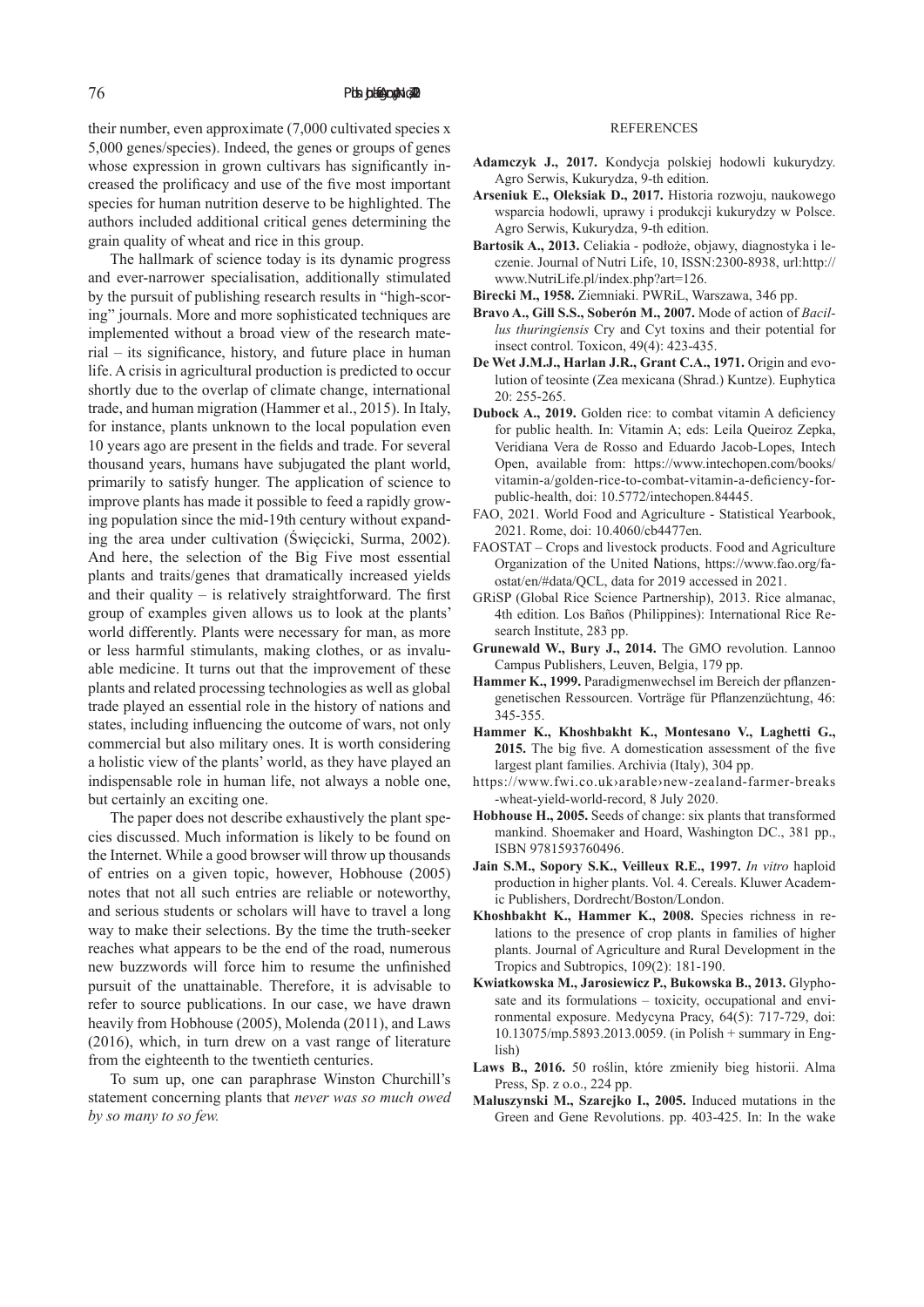their number, even approximate (7,000 cultivated species x 5,000 genes/species). Indeed, the genes or groups of genes whose expression in grown cultivars has significantly increased the prolificacy and use of the five most important species for human nutrition deserve to be highlighted. The authors included additional critical genes determining the grain quality of wheat and rice in this group.

The hallmark of science today is its dynamic progress and ever-narrower specialisation, additionally stimulated by the pursuit of publishing research results in "high-scoring" journals. More and more sophisticated techniques are implemented without a broad view of the research material – its significance, history, and future place in human life. A crisis in agricultural production is predicted to occur shortly due to the overlap of climate change, international trade, and human migration (Hammer et al., 2015). In Italy, for instance, plants unknown to the local population even 10 years ago are present in the fields and trade. For several thousand years, humans have subjugated the plant world, primarily to satisfy hunger. The application of science to improve plants has made it possible to feed a rapidly growing population since the mid-19th century without expanding the area under cultivation (Święcicki, Surma, 2002). And here, the selection of the Big Five most essential plants and traits/genes that dramatically increased yields and their quality – is relatively straightforward. The first group of examples given allows us to look at the plants' world differently. Plants were necessary for man, as more or less harmful stimulants, making clothes, or as invaluable medicine. It turns out that the improvement of these plants and related processing technologies as well as global trade played an essential role in the history of nations and states, including influencing the outcome of wars, not only commercial but also military ones. It is worth considering a holistic view of the plants' world, as they have played an indispensable role in human life, not always a noble one, but certainly an exciting one.

The paper does not describe exhaustively the plant species discussed. Much information is likely to be found on the Internet. While a good browser will throw up thousands of entries on a given topic, however, Hobhouse (2005) notes that not all such entries are reliable or noteworthy, and serious students or scholars will have to travel a long way to make their selections. By the time the truth-seeker reaches what appears to be the end of the road, numerous new buzzwords will force him to resume the unfinished pursuit of the unattainable. Therefore, it is advisable to refer to source publications. In our case, we have drawn heavily from Hobhouse (2005), Molenda (2011), and Laws (2016), which, in turn drew on a vast range of literature from the eighteenth to the twentieth centuries.

To sum up, one can paraphrase Winston Churchill's statement concerning plants that *never was so much owed by so many to so few.*

## REFERENCES

**Adamczyk J., 2017.** Kondycja polskiej hodowli kukurydzy. Agro Serwis, Kukurydza, 9-th edition.

**Arseniuk E., Oleksiak D., 2017.** Historia rozwoju, naukowego wsparcia hodowli, uprawy i produkcji kukurydzy w Polsce. Agro Serwis, Kukurydza, 9-th edition.

**Bartosik A., 2013.** Celiakia - podłoże, objawy, diagnostyka i leczenie. Journal of Nutri Life, 10, ISSN:2300-8938, url:http://www.NutriLife.pl/index.php?art=126.

**Birecki M., 1958.** Ziemniaki. PWRiL, Warszawa, 346 pp.

**Bravo A., Gill S.S., Soberón M., 2007.** Mode of action of *Bacillus thuringiensis* Cry and Cyt toxins and their potential for insect control. Toxicon, 49(4): 423-435.

**De Wet J.M.J., Harlan J.R., Grant C.A., 1971.** Origin and evolution of teosinte (Zea mexicana (Shrad.) Kuntze). Euphytica 20: 255-265.

**Dubock A., 2019.** Golden rice: to combat vitamin A deficiency for public health. In: Vitamin A; eds: Leila Queiroz Zepka, Veridiana Vera de Rosso and Eduardo Jacob-Lopes, Intech Open, available from: https://www.intechopen.com/books/vitamin-a/golden-rice-to-combat-vitamin-a-deficiency-for-public-health, doi: 10.5772/intechopen.84445.

FAO, 2021. World Food and Agriculture - Statistical Yearbook, 2021. Rome, doi: 10.4060/cb4477en.

FAOSTAT – Crops and livestock products. Food and Agriculture Organization of the United Nations, https://www.fao.org/faostat/en/#data/QCL, data for 2019 accessed in 2021.

GRiSP (Global Rice Science Partnership), 2013. Rice almanac, 4th edition. Los Baños (Philippines): International Rice Research Institute, 283 pp.

**Grunewald W., Bury J., 2014.** The GMO revolution. Lannoo Campus Publishers, Leuven, Belgia, 179 pp.

**Hammer K., 1999.** Paradigmenwechsel im Bereich der pflanzengenetischen Ressourcen. Vorträge für Pflanzenzüchtung, 46: 345-355.

**Hammer K., Khoshbakht K., Montesano V., Laghetti G., 2015.** The big five. A domestication assessment of the five largest plant families. Archivia (Italy), 304 pp.

https://www.fwi.co.uk›arable›new-zealand-farmer-breaks-wheat-yield-world-record, 8 July 2020.

**Hobhouse H., 2005.** Seeds of change: six plants that transformed mankind. Shoemaker and Hoard, Washington DC., 381 pp., ISBN 9781593760496.

**Jain S.M., Sopory S.K., Veilleux R.E., 1997.** *In vitro* haploid production in higher plants. Vol. 4. Cereals. Kluwer Academic Publishers, Dordrecht/Boston/London.

**Khoshbakht K., Hammer K., 2008.** Species richness in relations to the presence of crop plants in families of higher plants. Journal of Agriculture and Rural Development in the Tropics and Subtropics, 109(2): 181-190.

**Kwiatkowska M., Jarosiewicz P., Bukowska B., 2013.** Glyphosate and its formulations – toxicity, occupational and environmental exposure. Medycyna Pracy, 64(5): 717-729, doi: 10.13075/mp.5893.2013.0059. (in Polish + summary in English)

**Laws B., 2016.** 50 roślin, które zmieniły bieg historii. Alma Press, Sp. z o.o., 224 pp.

**Maluszynski M., Szarejko I., 2005.** Induced mutations in the Green and Gene Revolutions. pp. 403-425. In: In the wake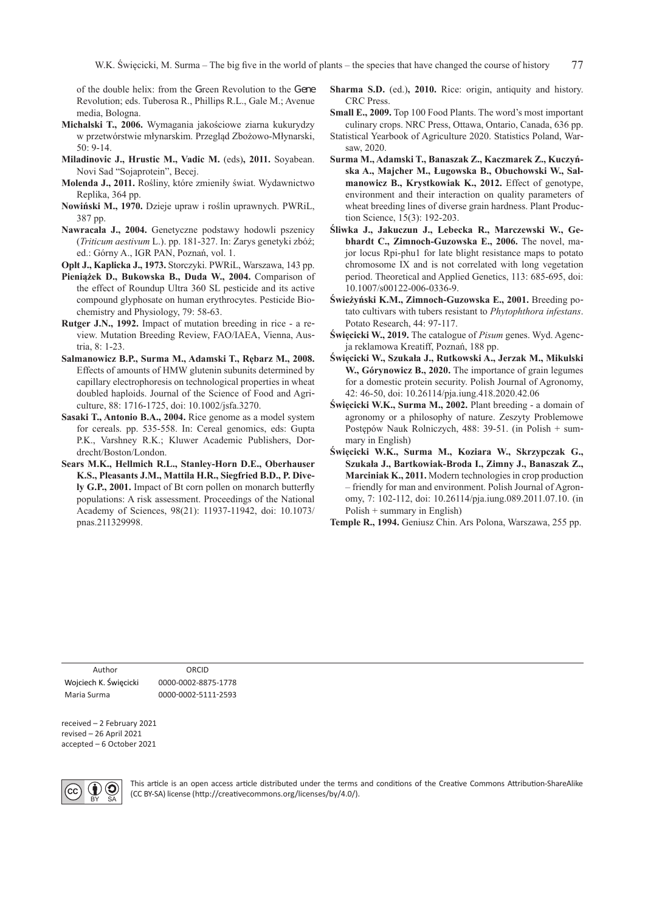of the double helix: from the Green Revolution to the Gene Revolution; eds. Tuberosa R., Phillips R.L., Gale M.; Avenue media, Bologna.

**Michalski T., 2006.** Wymagania jakościowe ziarna kukurydzy w przetwórstwie młynarskim. Przegląd Zbożowo-Młynarski, 50: 9-14.

**Miladinovic J., Hrustic M., Vadic M.** (eds)**, 2011.** Soyabean. Novi Sad "Sojaprotein", Becej.

**Molenda J., 2011.** Rośliny, które zmieniły świat. Wydawnictwo Replika, 364 pp.

**Nowiński M., 1970.** Dzieje upraw i roślin uprawnych. PWRiL, 387 pp.

**Nawracała J., 2004.** Genetyczne podstawy hodowli pszenicy (*Triticum aestivum* L.). pp. 181-327. In: Zarys genetyki zbóż; ed.: Górny A., IGR PAN, Poznań, vol. 1.

**Oplt J., Kaplicka J., 1973.** Storczyki. PWRiL, Warszawa, 143 pp.

**Pieniążek D., Bukowska B., Duda W., 2004.** Comparison of the effect of Roundup Ultra 360 SL pesticide and its active compound glyphosate on human erythrocytes. Pesticide Biochemistry and Physiology, 79: 58-63.

**Rutger J.N., 1992.** Impact of mutation breeding in rice - a review. Mutation Breeding Review, FAO/IAEA, Vienna, Austria, 8: 1-23.

**Salmanowicz B.P., Surma M., Adamski T., Rębarz M., 2008.** Effects of amounts of HMW glutenin subunits determined by capillary electrophoresis on technological properties in wheat doubled haploids. Journal of the Science of Food and Agriculture, 88: 1716-1725, doi: 10.1002/jsfa.3270.

**Sasaki T., Antonio B.A., 2004.** Rice genome as a model system for cereals. pp. 535-558. In: Cereal genomics, eds: Gupta P.K., Varshney R.K.; Kluwer Academic Publishers, Dordrecht/Boston/London.

**Sears M.K., Hellmich R.L., Stanley-Horn D.E., Oberhauser K.S., Pleasants J.M., Mattila H.R., Siegfried B.D., P. Dively G.P., 2001.** Impact of Bt corn pollen on monarch butterfly populations: A risk assessment. Proceedings of the National Academy of Sciences, 98(21): 11937-11942, doi: 10.1073/pnas.211329998.

**Sharma S.D.** (ed.)**, 2010.** Rice: origin, antiquity and history. CRC Press.

**Small E., 2009.** Top 100 Food Plants. The word's most important culinary crops. NRC Press, Ottawa, Ontario, Canada, 636 pp.

Statistical Yearbook of Agriculture 2020. Statistics Poland, Warsaw, 2020.

**Surma M., Adamski T., Banaszak Z., Kaczmarek Z., Kuczyńska A., Majcher M., Ługowska B., Obuchowski W., Salmanowicz B., Krystkowiak K., 2012.** Effect of genotype, environment and their interaction on quality parameters of wheat breeding lines of diverse grain hardness. Plant Production Science, 15(3): 192-203.

**Śliwka J., Jakuczun J., Lebecka R., Marczewski W., Gebhardt C., Zimnoch-Guzowska E., 2006.** The novel, major locus Rpi-phu1 for late blight resistance maps to potato chromosome IX and is not correlated with long vegetation period. Theoretical and Applied Genetics, 113: 685-695, doi: 10.1007/s00122-006-0336-9.

**Świeżyński K.M., Zimnoch-Guzowska E., 2001.** Breeding potato cultivars with tubers resistant to *Phytophthora infestans*. Potato Research, 44: 97-117.

**Święcicki W., 2019.** The catalogue of *Pisum* genes. Wyd. Agencja reklamowa Kreatiff, Poznań, 188 pp.

**Święcicki W., Szukała J., Rutkowski A., Jerzak M., Mikulski W., Górynowicz B., 2020.** The importance of grain legumes for a domestic protein security. Polish Journal of Agronomy, 42: 46-50, doi: 10.26114/pja.iung.418.2020.42.06

**Święcicki W.K., Surma M., 2002.** Plant breeding - a domain of agronomy or a philosophy of nature. Zeszyty Problemowe Postępów Nauk Rolniczych, 488: 39-51. (in Polish + summary in English)

**Święcicki W.K., Surma M., Koziara W., Skrzypczak G., Szukała J., Bartkowiak-Broda I., Zimny J., Banaszak Z., Marciniak K., 2011.** Modern technologies in crop production – friendly for man and environment. Polish Journal of Agronomy, 7: 102-112, doi: 10.26114/pja.iung.089.2011.07.10. (in Polish + summary in English)

**Temple R., 1994.** Geniusz Chin. Ars Polona, Warszawa, 255 pp.

| Author | ORCID |
|---|---|
| Wojciech K. Święcicki | 0000-0002-8875-1778 |
| Maria Surma | 0000-0002-5111-2593 |

received – 2 February 2021
revised – 26 April 2021
accepted – 6 October 2021

This article is an open access article distributed under the terms and conditions of the Creative Commons Attribution-ShareAlike (CC BY-SA) license (http://creativecommons.org/licenses/by/4.0/).